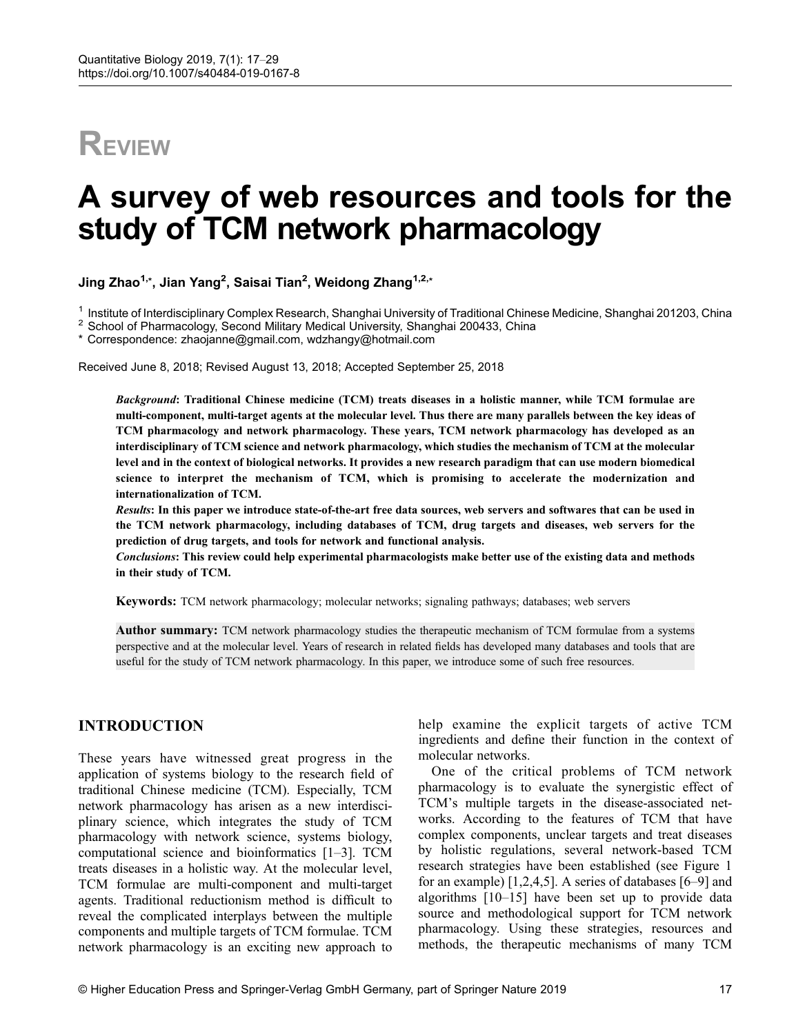# REVIEW

# A survey of web resources and tools for the study of TCM network pharmacology

**Jing Zhao[1,*], Jian Yang[2], Saisai Tian[2], Weidong Zhang[1,2,*]**

[1] Institute of Interdisciplinary Complex Research, Shanghai University of Traditional Chinese Medicine, Shanghai 201203, China
[2] School of Pharmacology, Second Military Medical University, Shanghai 200433, China
[*] Correspondence: zhaojanne@gmail.com, wdzhangy@hotmail.com

Received June 8, 2018; Revised August 13, 2018; Accepted September 25, 2018

***Background*: Traditional Chinese medicine (TCM) treats diseases in a holistic manner, while TCM formulae are multi-component, multi-target agents at the molecular level. Thus there are many parallels between the key ideas of TCM pharmacology and network pharmacology. These years, TCM network pharmacology has developed as an interdisciplinary of TCM science and network pharmacology, which studies the mechanism of TCM at the molecular level and in the context of biological networks. It provides a new research paradigm that can use modern biomedical science to interpret the mechanism of TCM, which is promising to accelerate the modernization and internationalization of TCM.**

***Results*: In this paper we introduce state-of-the-art free data sources, web servers and softwares that can be used in the TCM network pharmacology, including databases of TCM, drug targets and diseases, web servers for the prediction of drug targets, and tools for network and functional analysis.**

***Conclusions*: This review could help experimental pharmacologists make better use of the existing data and methods in their study of TCM.**

**Keywords:** TCM network pharmacology; molecular networks; signaling pathways; databases; web servers

**Author summary:** TCM network pharmacology studies the therapeutic mechanism of TCM formulae from a systems perspective and at the molecular level. Years of research in related fields has developed many databases and tools that are useful for the study of TCM network pharmacology. In this paper, we introduce some of such free resources.

## INTRODUCTION

These years have witnessed great progress in the application of systems biology to the research field of traditional Chinese medicine (TCM). Especially, TCM network pharmacology has arisen as a new interdisciplinary science, which integrates the study of TCM pharmacology with network science, systems biology, computational science and bioinformatics [1–3]. TCM treats diseases in a holistic way. At the molecular level, TCM formulae are multi-component and multi-target agents. Traditional reductionism method is difficult to reveal the complicated interplays between the multiple components and multiple targets of TCM formulae. TCM network pharmacology is an exciting new approach to help examine the explicit targets of active TCM ingredients and define their function in the context of molecular networks.

One of the critical problems of TCM network pharmacology is to evaluate the synergistic effect of TCM's multiple targets in the disease-associated networks. According to the features of TCM that have complex components, unclear targets and treat diseases by holistic regulations, several network-based TCM research strategies have been established (see Figure 1 for an example) [1,2,4,5]. A series of databases [6–9] and algorithms [10–15] have been set up to provide data source and methodological support for TCM network pharmacology. Using these strategies, resources and methods, the therapeutic mechanisms of many TCM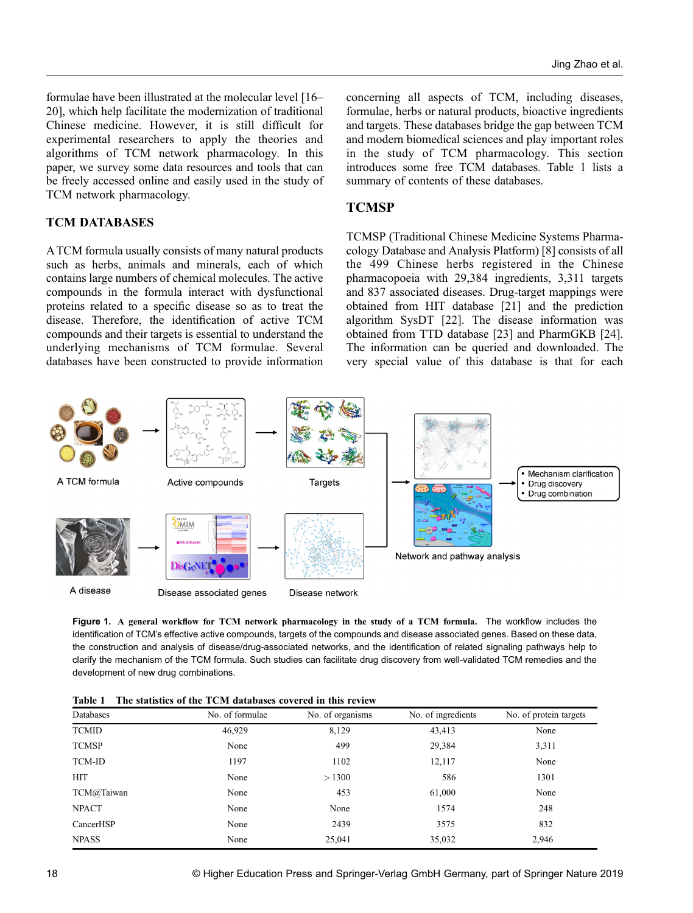formulae have been illustrated at the molecular level [16–20], which help facilitate the modernization of traditional Chinese medicine. However, it is still difficult for experimental researchers to apply the theories and algorithms of TCM network pharmacology. In this paper, we survey some data resources and tools that can be freely accessed online and easily used in the study of TCM network pharmacology.

## TCM DATABASES

A TCM formula usually consists of many natural products such as herbs, animals and minerals, each of which contains large numbers of chemical molecules. The active compounds in the formula interact with dysfunctional proteins related to a specific disease so as to treat the disease. Therefore, the identification of active TCM compounds and their targets is essential to understand the underlying mechanisms of TCM formulae. Several databases have been constructed to provide information concerning all aspects of TCM, including diseases, formulae, herbs or natural products, bioactive ingredients and targets. These databases bridge the gap between TCM and modern biomedical sciences and play important roles in the study of TCM pharmacology. This section introduces some free TCM databases. Table 1 lists a summary of contents of these databases.

## TCMSP

TCMSP (Traditional Chinese Medicine Systems Pharmacology Database and Analysis Platform) [8] consists of all the 499 Chinese herbs registered in the Chinese pharmacopoeia with 29,384 ingredients, 3,311 targets and 837 associated diseases. Drug-target mappings were obtained from HIT database [21] and the prediction algorithm SysDT [22]. The disease information was obtained from TTD database [23] and PharmGKB [24]. The information can be queried and downloaded. The very special value of this database is that for each

**Figure 1. A general workflow for TCM network pharmacology in the study of a TCM formula.** The workflow includes the identification of TCM's effective active compounds, targets of the compounds and disease associated genes. Based on these data, the construction and analysis of disease/drug-associated networks, and the identification of related signaling pathways help to clarify the mechanism of the TCM formula. Such studies can facilitate drug discovery from well-validated TCM remedies and the development of new drug combinations.

**Table 1 The statistics of the TCM databases covered in this review**

| Databases | No. of formulae | No. of organisms | No. of ingredients | No. of protein targets |
|---|---|---|---|---|
| TCMID | 46,929 | 8,129 | 43,413 | None |
| TCMSP | None | 499 | 29,384 | 3,311 |
| TCM-ID | 1197 | 1102 | 12,117 | None |
| HIT | None | > 1300 | 586 | 1301 |
| TCM@Taiwan | None | 453 | 61,000 | None |
| NPACT | None | None | 1574 | 248 |
| CancerHSP | None | 2439 | 3575 | 832 |
| NPASS | None | 25,041 | 35,032 | 2,946 |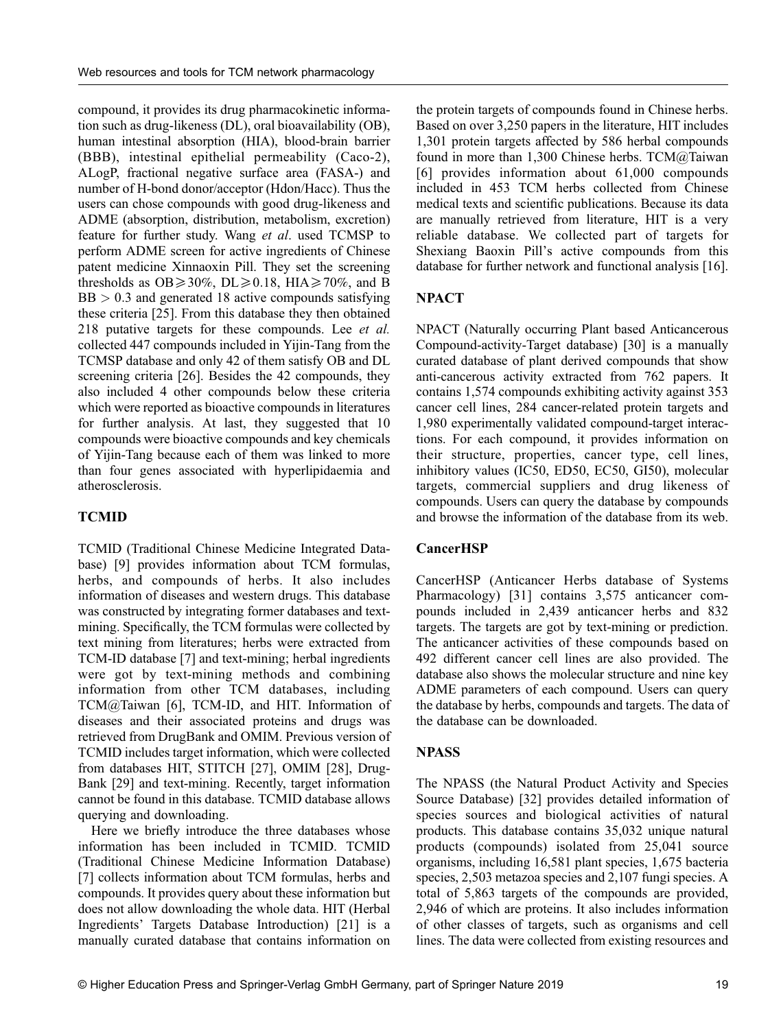compound, it provides its drug pharmacokinetic information such as drug-likeness (DL), oral bioavailability (OB), human intestinal absorption (HIA), blood-brain barrier (BBB), intestinal epithelial permeability (Caco-2), ALogP, fractional negative surface area (FASA-) and number of H-bond donor/acceptor (Hdon/Hacc). Thus the users can chose compounds with good drug-likeness and ADME (absorption, distribution, metabolism, excretion) feature for further study. Wang *et al*. used TCMSP to perform ADME screen for active ingredients of Chinese patent medicine Xinnaoxin Pill. They set the screening thresholds as OB⩾30%, DL⩾0.18, HIA⩾70%, and B BB > 0.3 and generated 18 active compounds satisfying these criteria [25]. From this database they then obtained 218 putative targets for these compounds. Lee *et al.* collected 447 compounds included in Yijin-Tang from the TCMSP database and only 42 of them satisfy OB and DL screening criteria [26]. Besides the 42 compounds, they also included 4 other compounds below these criteria which were reported as bioactive compounds in literatures for further analysis. At last, they suggested that 10 compounds were bioactive compounds and key chemicals of Yijin-Tang because each of them was linked to more than four genes associated with hyperlipidaemia and atherosclerosis.

## TCMID

TCMID (Traditional Chinese Medicine Integrated Database) [9] provides information about TCM formulas, herbs, and compounds of herbs. It also includes information of diseases and western drugs. This database was constructed by integrating former databases and text-mining. Specifically, the TCM formulas were collected by text mining from literatures; herbs were extracted from TCM-ID database [7] and text-mining; herbal ingredients were got by text-mining methods and combining information from other TCM databases, including TCM@Taiwan [6], TCM-ID, and HIT. Information of diseases and their associated proteins and drugs was retrieved from DrugBank and OMIM. Previous version of TCMID includes target information, which were collected from databases HIT, STITCH [27], OMIM [28], DrugBank [29] and text-mining. Recently, target information cannot be found in this database. TCMID database allows querying and downloading.

Here we briefly introduce the three databases whose information has been included in TCMID. TCMID (Traditional Chinese Medicine Information Database) [7] collects information about TCM formulas, herbs and compounds. It provides query about these information but does not allow downloading the whole data. HIT (Herbal Ingredients' Targets Database Introduction) [21] is a manually curated database that contains information on the protein targets of compounds found in Chinese herbs. Based on over 3,250 papers in the literature, HIT includes 1,301 protein targets affected by 586 herbal compounds found in more than 1,300 Chinese herbs. TCM@Taiwan [6] provides information about 61,000 compounds included in 453 TCM herbs collected from Chinese medical texts and scientific publications. Because its data are manually retrieved from literature, HIT is a very reliable database. We collected part of targets for Shexiang Baoxin Pill's active compounds from this database for further network and functional analysis [16].

## NPACT

NPACT (Naturally occurring Plant based Anticancerous Compound-activity-Target database) [30] is a manually curated database of plant derived compounds that show anti-cancerous activity extracted from 762 papers. It contains 1,574 compounds exhibiting activity against 353 cancer cell lines, 284 cancer-related protein targets and 1,980 experimentally validated compound-target interactions. For each compound, it provides information on their structure, properties, cancer type, cell lines, inhibitory values (IC50, ED50, EC50, GI50), molecular targets, commercial suppliers and drug likeness of compounds. Users can query the database by compounds and browse the information of the database from its web.

## CancerHSP

CancerHSP (Anticancer Herbs database of Systems Pharmacology) [31] contains 3,575 anticancer compounds included in 2,439 anticancer herbs and 832 targets. The targets are got by text-mining or prediction. The anticancer activities of these compounds based on 492 different cancer cell lines are also provided. The database also shows the molecular structure and nine key ADME parameters of each compound. Users can query the database by herbs, compounds and targets. The data of the database can be downloaded.

## NPASS

The NPASS (the Natural Product Activity and Species Source Database) [32] provides detailed information of species sources and biological activities of natural products. This database contains 35,032 unique natural products (compounds) isolated from 25,041 source organisms, including 16,581 plant species, 1,675 bacteria species, 2,503 metazoa species and 2,107 fungi species. A total of 5,863 targets of the compounds are provided, 2,946 of which are proteins. It also includes information of other classes of targets, such as organisms and cell lines. The data were collected from existing resources and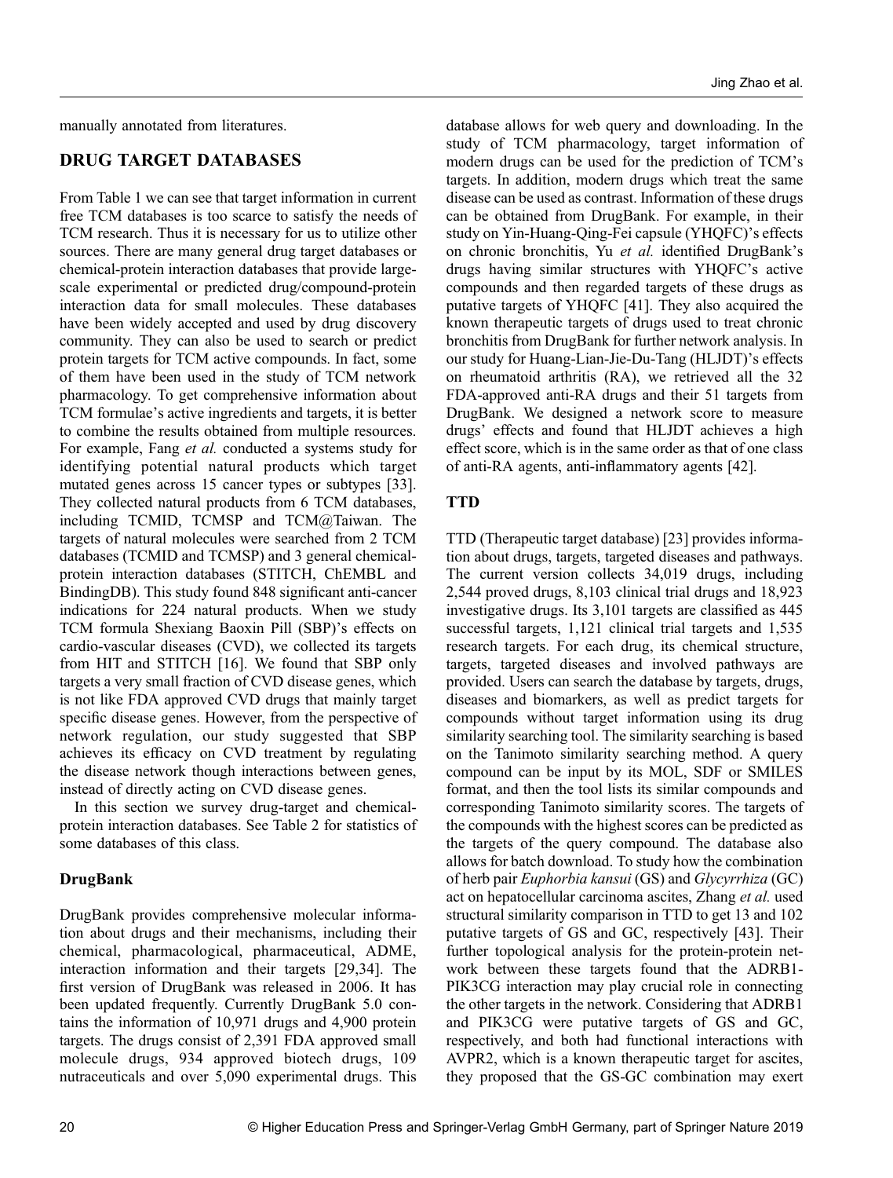manually annotated from literatures.

## DRUG TARGET DATABASES

From Table 1 we can see that target information in current free TCM databases is too scarce to satisfy the needs of TCM research. Thus it is necessary for us to utilize other sources. There are many general drug target databases or chemical-protein interaction databases that provide large-scale experimental or predicted drug/compound-protein interaction data for small molecules. These databases have been widely accepted and used by drug discovery community. They can also be used to search or predict protein targets for TCM active compounds. In fact, some of them have been used in the study of TCM network pharmacology. To get comprehensive information about TCM formulae's active ingredients and targets, it is better to combine the results obtained from multiple resources. For example, Fang *et al.* conducted a systems study for identifying potential natural products which target mutated genes across 15 cancer types or subtypes [33]. They collected natural products from 6 TCM databases, including TCMID, TCMSP and TCM@Taiwan. The targets of natural molecules were searched from 2 TCM databases (TCMID and TCMSP) and 3 general chemical-protein interaction databases (STITCH, ChEMBL and BindingDB). This study found 848 significant anti-cancer indications for 224 natural products. When we study TCM formula Shexiang Baoxin Pill (SBP)'s effects on cardio-vascular diseases (CVD), we collected its targets from HIT and STITCH [16]. We found that SBP only targets a very small fraction of CVD disease genes, which is not like FDA approved CVD drugs that mainly target specific disease genes. However, from the perspective of network regulation, our study suggested that SBP achieves its efficacy on CVD treatment by regulating the disease network though interactions between genes, instead of directly acting on CVD disease genes.

In this section we survey drug-target and chemical-protein interaction databases. See Table 2 for statistics of some databases of this class.

### DrugBank

DrugBank provides comprehensive molecular information about drugs and their mechanisms, including their chemical, pharmacological, pharmaceutical, ADME, interaction information and their targets [29,34]. The first version of DrugBank was released in 2006. It has been updated frequently. Currently DrugBank 5.0 contains the information of 10,971 drugs and 4,900 protein targets. The drugs consist of 2,391 FDA approved small molecule drugs, 934 approved biotech drugs, 109 nutraceuticals and over 5,090 experimental drugs. This database allows for web query and downloading. In the study of TCM pharmacology, target information of modern drugs can be used for the prediction of TCM's targets. In addition, modern drugs which treat the same disease can be used as contrast. Information of these drugs can be obtained from DrugBank. For example, in their study on Yin-Huang-Qing-Fei capsule (YHQFC)'s effects on chronic bronchitis, Yu *et al.* identified DrugBank's drugs having similar structures with YHQFC's active compounds and then regarded targets of these drugs as putative targets of YHQFC [41]. They also acquired the known therapeutic targets of drugs used to treat chronic bronchitis from DrugBank for further network analysis. In our study for Huang-Lian-Jie-Du-Tang (HLJDT)'s effects on rheumatoid arthritis (RA), we retrieved all the 32 FDA-approved anti-RA drugs and their 51 targets from DrugBank. We designed a network score to measure drugs' effects and found that HLJDT achieves a high effect score, which is in the same order as that of one class of anti-RA agents, anti-inflammatory agents [42].

### TTD

TTD (Therapeutic target database) [23] provides information about drugs, targets, targeted diseases and pathways. The current version collects 34,019 drugs, including 2,544 proved drugs, 8,103 clinical trial drugs and 18,923 investigative drugs. Its 3,101 targets are classified as 445 successful targets, 1,121 clinical trial targets and 1,535 research targets. For each drug, its chemical structure, targets, targeted diseases and involved pathways are provided. Users can search the database by targets, drugs, diseases and biomarkers, as well as predict targets for compounds without target information using its drug similarity searching tool. The similarity searching is based on the Tanimoto similarity searching method. A query compound can be input by its MOL, SDF or SMILES format, and then the tool lists its similar compounds and corresponding Tanimoto similarity scores. The targets of the compounds with the highest scores can be predicted as the targets of the query compound. The database also allows for batch download. To study how the combination of herb pair *Euphorbia kansui* (GS) and *Glycyrrhiza* (GC) act on hepatocellular carcinoma ascites, Zhang *et al.* used structural similarity comparison in TTD to get 13 and 102 putative targets of GS and GC, respectively [43]. Their further topological analysis for the protein-protein network between these targets found that the ADRB1-PIK3CG interaction may play crucial role in connecting the other targets in the network. Considering that ADRB1 and PIK3CG were putative targets of GS and GC, respectively, and both had functional interactions with AVPR2, which is a known therapeutic target for ascites, they proposed that the GS-GC combination may exert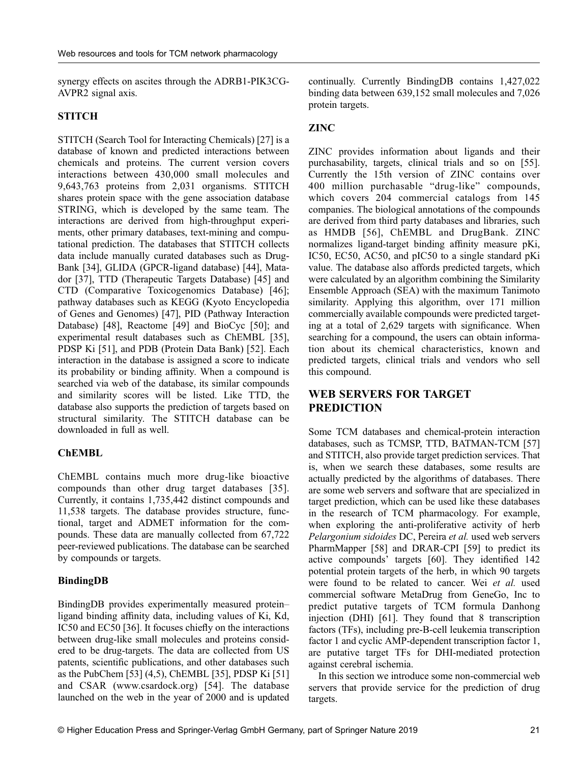synergy effects on ascites through the ADRB1-PIK3CG-AVPR2 signal axis.

### STITCH

STITCH (Search Tool for Interacting Chemicals) [27] is a database of known and predicted interactions between chemicals and proteins. The current version covers interactions between 430,000 small molecules and 9,643,763 proteins from 2,031 organisms. STITCH shares protein space with the gene association database STRING, which is developed by the same team. The interactions are derived from high-throughput experiments, other primary databases, text-mining and computational prediction. The databases that STITCH collects data include manually curated databases such as DrugBank [34], GLIDA (GPCR-ligand database) [44], Matador [37], TTD (Therapeutic Targets Database) [45] and CTD (Comparative Toxicogenomics Database) [46]; pathway databases such as KEGG (Kyoto Encyclopedia of Genes and Genomes) [47], PID (Pathway Interaction Database) [48], Reactome [49] and BioCyc [50]; and experimental result databases such as ChEMBL [35], PDSP Ki [51], and PDB (Protein Data Bank) [52]. Each interaction in the database is assigned a score to indicate its probability or binding affinity. When a compound is searched via web of the database, its similar compounds and similarity scores will be listed. Like TTD, the database also supports the prediction of targets based on structural similarity. The STITCH database can be downloaded in full as well.

### ChEMBL

ChEMBL contains much more drug-like bioactive compounds than other drug target databases [35]. Currently, it contains 1,735,442 distinct compounds and 11,538 targets. The database provides structure, functional, target and ADMET information for the compounds. These data are manually collected from 67,722 peer-reviewed publications. The database can be searched by compounds or targets.

### BindingDB

BindingDB provides experimentally measured protein–ligand binding affinity data, including values of Ki, Kd, IC50 and EC50 [36]. It focuses chiefly on the interactions between drug-like small molecules and proteins considered to be drug-targets. The data are collected from US patents, scientific publications, and other databases such as the PubChem [53] (4,5), ChEMBL [35], PDSP Ki [51] and CSAR (www.csardock.org) [54]. The database launched on the web in the year of 2000 and is updated continually. Currently BindingDB contains 1,427,022 binding data between 639,152 small molecules and 7,026 protein targets.

### ZINC

ZINC provides information about ligands and their purchasability, targets, clinical trials and so on [55]. Currently the 15th version of ZINC contains over 400 million purchasable "drug-like" compounds, which covers 204 commercial catalogs from 145 companies. The biological annotations of the compounds are derived from third party databases and libraries, such as HMDB [56], ChEMBL and DrugBank. ZINC normalizes ligand-target binding affinity measure pKi, IC50, EC50, AC50, and pIC50 to a single standard pKi value. The database also affords predicted targets, which were calculated by an algorithm combining the Similarity Ensemble Approach (SEA) with the maximum Tanimoto similarity. Applying this algorithm, over 171 million commercially available compounds were predicted targeting at a total of 2,629 targets with significance. When searching for a compound, the users can obtain information about its chemical characteristics, known and predicted targets, clinical trials and vendors who sell this compound.

## WEB SERVERS FOR TARGET PREDICTION

Some TCM databases and chemical-protein interaction databases, such as TCMSP, TTD, BATMAN-TCM [57] and STITCH, also provide target prediction services. That is, when we search these databases, some results are actually predicted by the algorithms of databases. There are some web servers and software that are specialized in target prediction, which can be used like these databases in the research of TCM pharmacology. For example, when exploring the anti-proliferative activity of herb *Pelargonium sidoides* DC, Pereira *et al.* used web servers PharmMapper [58] and DRAR-CPI [59] to predict its active compounds' targets [60]. They identified 142 potential protein targets of the herb, in which 90 targets were found to be related to cancer. Wei *et al.* used commercial software MetaDrug from GeneGo, Inc to predict putative targets of TCM formula Danhong injection (DHI) [61]. They found that 8 transcription factors (TFs), including pre-B-cell leukemia transcription factor 1 and cyclic AMP-dependent transcription factor 1, are putative target TFs for DHI-mediated protection against cerebral ischemia.

In this section we introduce some non-commercial web servers that provide service for the prediction of drug targets.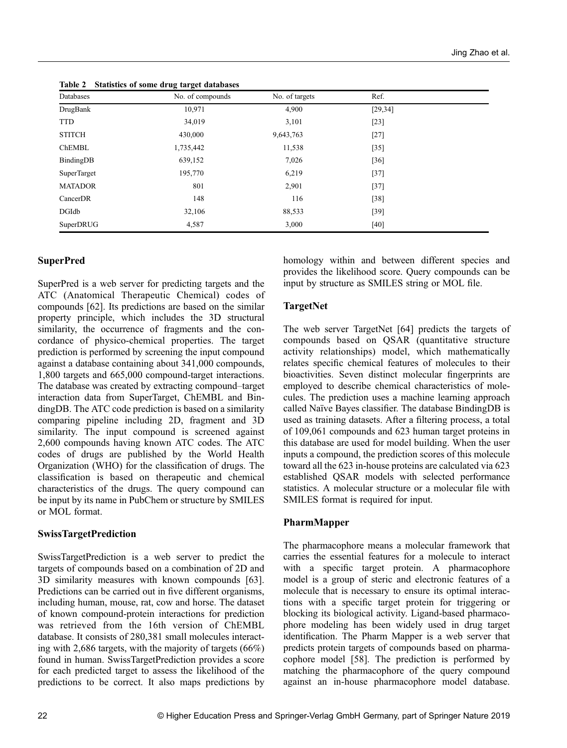**Table 2 Statistics of some drug target databases**

| Databases | No. of compounds | No. of targets | Ref. |
|---|---|---|---|
| DrugBank | 10,971 | 4,900 | [29,34] |
| TTD | 34,019 | 3,101 | [23] |
| STITCH | 430,000 | 9,643,763 | [27] |
| ChEMBL | 1,735,442 | 11,538 | [35] |
| BindingDB | 639,152 | 7,026 | [36] |
| SuperTarget | 195,770 | 6,219 | [37] |
| MATADOR | 801 | 2,901 | [37] |
| CancerDR | 148 | 116 | [38] |
| DGIdb | 32,106 | 88,533 | [39] |
| SuperDRUG | 4,587 | 3,000 | [40] |

### SuperPred

SuperPred is a web server for predicting targets and the ATC (Anatomical Therapeutic Chemical) codes of compounds [62]. Its predictions are based on the similar property principle, which includes the 3D structural similarity, the occurrence of fragments and the concordance of physico-chemical properties. The target prediction is performed by screening the input compound against a database containing about 341,000 compounds, 1,800 targets and 665,000 compound-target interactions. The database was created by extracting compound–target interaction data from SuperTarget, ChEMBL and BindingDB. The ATC code prediction is based on a similarity comparing pipeline including 2D, fragment and 3D similarity. The input compound is screened against 2,600 compounds having known ATC codes. The ATC codes of drugs are published by the World Health Organization (WHO) for the classification of drugs. The classification is based on therapeutic and chemical characteristics of the drugs. The query compound can be input by its name in PubChem or structure by SMILES or MOL format.

### SwissTargetPrediction

SwissTargetPrediction is a web server to predict the targets of compounds based on a combination of 2D and 3D similarity measures with known compounds [63]. Predictions can be carried out in five different organisms, including human, mouse, rat, cow and horse. The dataset of known compound-protein interactions for prediction was retrieved from the 16th version of ChEMBL database. It consists of 280,381 small molecules interacting with 2,686 targets, with the majority of targets (66%) found in human. SwissTargetPrediction provides a score for each predicted target to assess the likelihood of the predictions to be correct. It also maps predictions by homology within and between different species and provides the likelihood score. Query compounds can be input by structure as SMILES string or MOL file.

### TargetNet

The web server TargetNet [64] predicts the targets of compounds based on QSAR (quantitative structure activity relationships) model, which mathematically relates specific chemical features of molecules to their bioactivities. Seven distinct molecular fingerprints are employed to describe chemical characteristics of molecules. The prediction uses a machine learning approach called Naïve Bayes classifier. The database BindingDB is used as training datasets. After a filtering process, a total of 109,061 compounds and 623 human target proteins in this database are used for model building. When the user inputs a compound, the prediction scores of this molecule toward all the 623 in-house proteins are calculated via 623 established QSAR models with selected performance statistics. A molecular structure or a molecular file with SMILES format is required for input.

### PharmMapper

The pharmacophore means a molecular framework that carries the essential features for a molecule to interact with a specific target protein. A pharmacophore model is a group of steric and electronic features of a molecule that is necessary to ensure its optimal interactions with a specific target protein for triggering or blocking its biological activity. Ligand-based pharmacophore modeling has been widely used in drug target identification. The Pharm Mapper is a web server that predicts protein targets of compounds based on pharmacophore model [58]. The prediction is performed by matching the pharmacophore of the query compound against an in-house pharmacophore model database.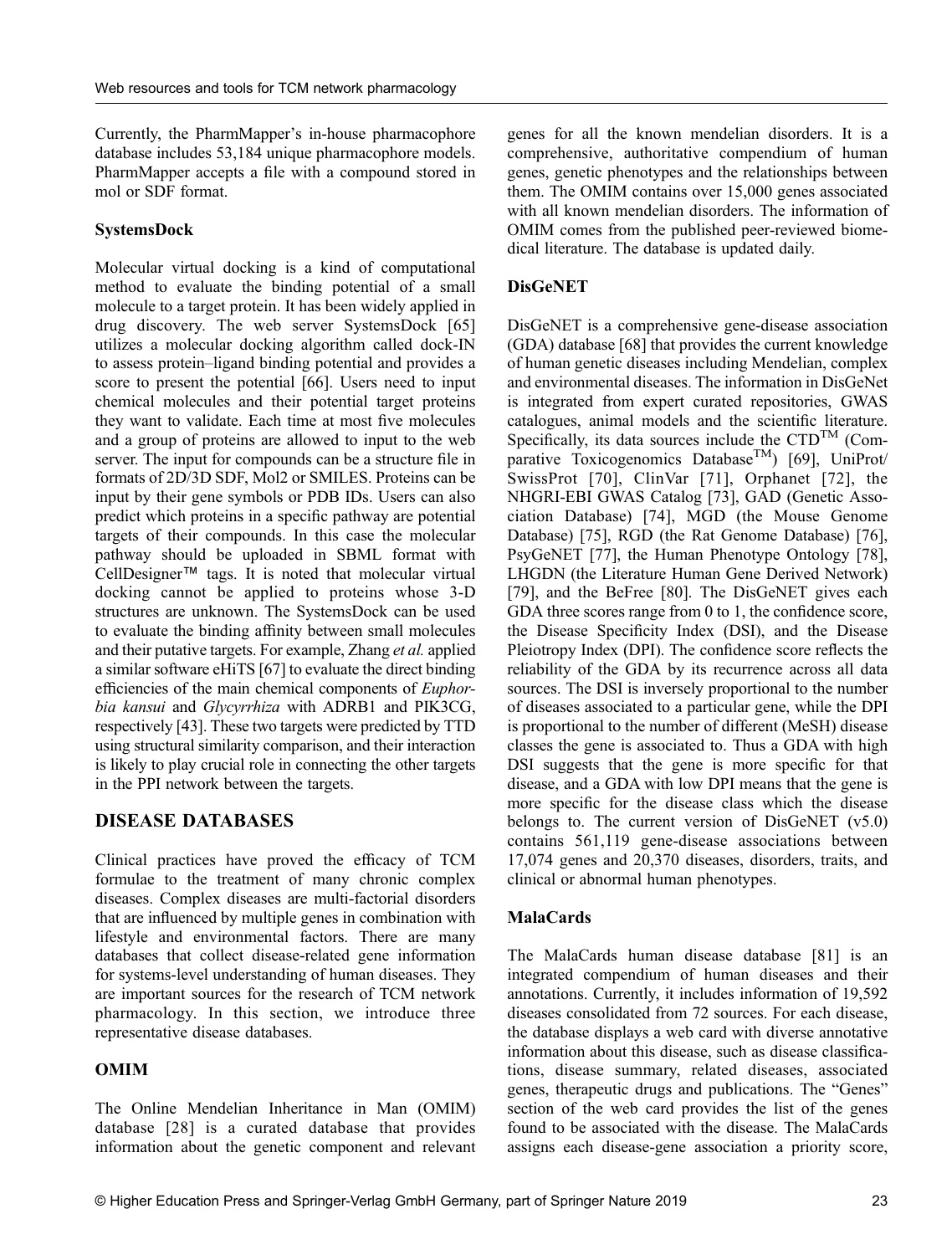Currently, the PharmMapper's in-house pharmacophore database includes 53,184 unique pharmacophore models. PharmMapper accepts a file with a compound stored in mol or SDF format.

### SystemsDock

Molecular virtual docking is a kind of computational method to evaluate the binding potential of a small molecule to a target protein. It has been widely applied in drug discovery. The web server SystemsDock [65] utilizes a molecular docking algorithm called dock-IN to assess protein–ligand binding potential and provides a score to present the potential [66]. Users need to input chemical molecules and their potential target proteins they want to validate. Each time at most five molecules and a group of proteins are allowed to input to the web server. The input for compounds can be a structure file in formats of 2D/3D SDF, Mol2 or SMILES. Proteins can be input by their gene symbols or PDB IDs. Users can also predict which proteins in a specific pathway are potential targets of their compounds. In this case the molecular pathway should be uploaded in SBML format with CellDesigner™ tags. It is noted that molecular virtual docking cannot be applied to proteins whose 3-D structures are unknown. The SystemsDock can be used to evaluate the binding affinity between small molecules and their putative targets. For example, Zhang *et al.* applied a similar software eHiTS [67] to evaluate the direct binding efficiencies of the main chemical components of *Euphorbia kansui* and *Glycyrrhiza* with ADRB1 and PIK3CG, respectively [43]. These two targets were predicted by TTD using structural similarity comparison, and their interaction is likely to play crucial role in connecting the other targets in the PPI network between the targets.

## DISEASE DATABASES

Clinical practices have proved the efficacy of TCM formulae to the treatment of many chronic complex diseases. Complex diseases are multi-factorial disorders that are influenced by multiple genes in combination with lifestyle and environmental factors. There are many databases that collect disease-related gene information for systems-level understanding of human diseases. They are important sources for the research of TCM network pharmacology. In this section, we introduce three representative disease databases.

### OMIM

The Online Mendelian Inheritance in Man (OMIM) database [28] is a curated database that provides information about the genetic component and relevant genes for all the known mendelian disorders. It is a comprehensive, authoritative compendium of human genes, genetic phenotypes and the relationships between them. The OMIM contains over 15,000 genes associated with all known mendelian disorders. The information of OMIM comes from the published peer-reviewed biomedical literature. The database is updated daily.

### DisGeNET

DisGeNET is a comprehensive gene-disease association (GDA) database [68] that provides the current knowledge of human genetic diseases including Mendelian, complex and environmental diseases. The information in DisGeNet is integrated from expert curated repositories, GWAS catalogues, animal models and the scientific literature. Specifically, its data sources include the CTD™ (Comparative Toxicogenomics Database™) [69], UniProt/SwissProt [70], ClinVar [71], Orphanet [72], the NHGRI-EBI GWAS Catalog [73], GAD (Genetic Association Database) [74], MGD (the Mouse Genome Database) [75], RGD (the Rat Genome Database) [76], PsyGeNET [77], the Human Phenotype Ontology [78], LHGDN (the Literature Human Gene Derived Network) [79], and the BeFree [80]. The DisGeNET gives each GDA three scores range from 0 to 1, the confidence score, the Disease Specificity Index (DSI), and the Disease Pleiotropy Index (DPI). The confidence score reflects the reliability of the GDA by its recurrence across all data sources. The DSI is inversely proportional to the number of diseases associated to a particular gene, while the DPI is proportional to the number of different (MeSH) disease classes the gene is associated to. Thus a GDA with high DSI suggests that the gene is more specific for that disease, and a GDA with low DPI means that the gene is more specific for the disease class which the disease belongs to. The current version of DisGeNET (v5.0) contains 561,119 gene-disease associations between 17,074 genes and 20,370 diseases, disorders, traits, and clinical or abnormal human phenotypes.

### MalaCards

The MalaCards human disease database [81] is an integrated compendium of human diseases and their annotations. Currently, it includes information of 19,592 diseases consolidated from 72 sources. For each disease, the database displays a web card with diverse annotative information about this disease, such as disease classifications, disease summary, related diseases, associated genes, therapeutic drugs and publications. The "Genes" section of the web card provides the list of the genes found to be associated with the disease. The MalaCards assigns each disease-gene association a priority score,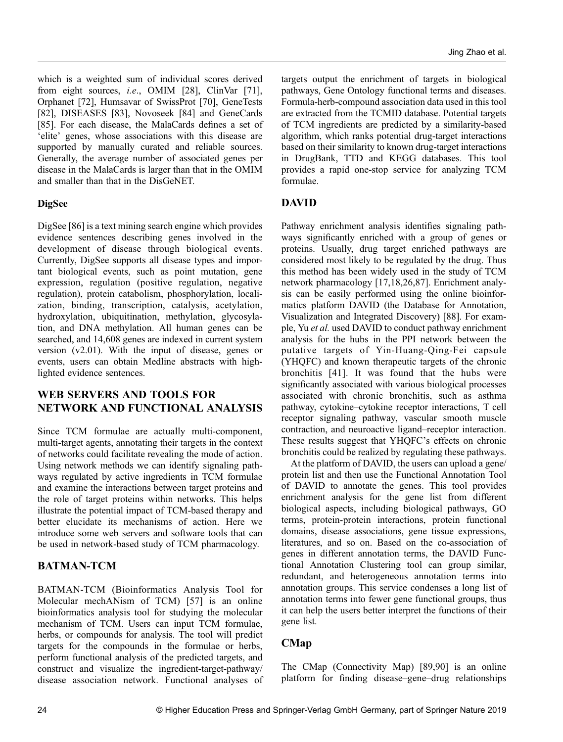which is a weighted sum of individual scores derived from eight sources, *i.e*., OMIM [28], ClinVar [71], Orphanet [72], Humsavar of SwissProt [70], GeneTests [82], DISEASES [83], Novoseek [84] and GeneCards [85]. For each disease, the MalaCards defines a set of 'elite' genes, whose associations with this disease are supported by manually curated and reliable sources. Generally, the average number of associated genes per disease in the MalaCards is larger than that in the OMIM and smaller than that in the DisGeNET.

### DigSee

DigSee [86] is a text mining search engine which provides evidence sentences describing genes involved in the development of disease through biological events. Currently, DigSee supports all disease types and important biological events, such as point mutation, gene expression, regulation (positive regulation, negative regulation), protein catabolism, phosphorylation, localization, binding, transcription, catalysis, acetylation, hydroxylation, ubiquitination, methylation, glycosylation, and DNA methylation. All human genes can be searched, and 14,608 genes are indexed in current system version (v2.01). With the input of disease, genes or events, users can obtain Medline abstracts with highlighted evidence sentences.

## WEB SERVERS AND TOOLS FOR NETWORK AND FUNCTIONAL ANALYSIS

Since TCM formulae are actually multi-component, multi-target agents, annotating their targets in the context of networks could facilitate revealing the mode of action. Using network methods we can identify signaling pathways regulated by active ingredients in TCM formulae and examine the interactions between target proteins and the role of target proteins within networks. This helps illustrate the potential impact of TCM-based therapy and better elucidate its mechanisms of action. Here we introduce some web servers and software tools that can be used in network-based study of TCM pharmacology.

### BATMAN-TCM

BATMAN-TCM (Bioinformatics Analysis Tool for Molecular mechANism of TCM) [57] is an online bioinformatics analysis tool for studying the molecular mechanism of TCM. Users can input TCM formulae, herbs, or compounds for analysis. The tool will predict targets for the compounds in the formulae or herbs, perform functional analysis of the predicted targets, and construct and visualize the ingredient-target-pathway/disease association network. Functional analyses of targets output the enrichment of targets in biological pathways, Gene Ontology functional terms and diseases. Formula-herb-compound association data used in this tool are extracted from the TCMID database. Potential targets of TCM ingredients are predicted by a similarity-based algorithm, which ranks potential drug-target interactions based on their similarity to known drug-target interactions in DrugBank, TTD and KEGG databases. This tool provides a rapid one-stop service for analyzing TCM formulae.

### DAVID

Pathway enrichment analysis identifies signaling pathways significantly enriched with a group of genes or proteins. Usually, drug target enriched pathways are considered most likely to be regulated by the drug. Thus this method has been widely used in the study of TCM network pharmacology [17,18,26,87]. Enrichment analysis can be easily performed using the online bioinformatics platform DAVID (the Database for Annotation, Visualization and Integrated Discovery) [88]. For example, Yu *et al.* used DAVID to conduct pathway enrichment analysis for the hubs in the PPI network between the putative targets of Yin-Huang-Qing-Fei capsule (YHQFC) and known therapeutic targets of the chronic bronchitis [41]. It was found that the hubs were significantly associated with various biological processes associated with chronic bronchitis, such as asthma pathway, cytokine–cytokine receptor interactions, T cell receptor signaling pathway, vascular smooth muscle contraction, and neuroactive ligand–receptor interaction. These results suggest that YHQFC's effects on chronic bronchitis could be realized by regulating these pathways.

At the platform of DAVID, the users can upload a gene/protein list and then use the Functional Annotation Tool of DAVID to annotate the genes. This tool provides enrichment analysis for the gene list from different biological aspects, including biological pathways, GO terms, protein-protein interactions, protein functional domains, disease associations, gene tissue expressions, literatures, and so on. Based on the co-association of genes in different annotation terms, the DAVID Functional Annotation Clustering tool can group similar, redundant, and heterogeneous annotation terms into annotation groups. This service condenses a long list of annotation terms into fewer gene functional groups, thus it can help the users better interpret the functions of their gene list.

### CMap

The CMap (Connectivity Map) [89,90] is an online platform for finding disease–gene–drug relationships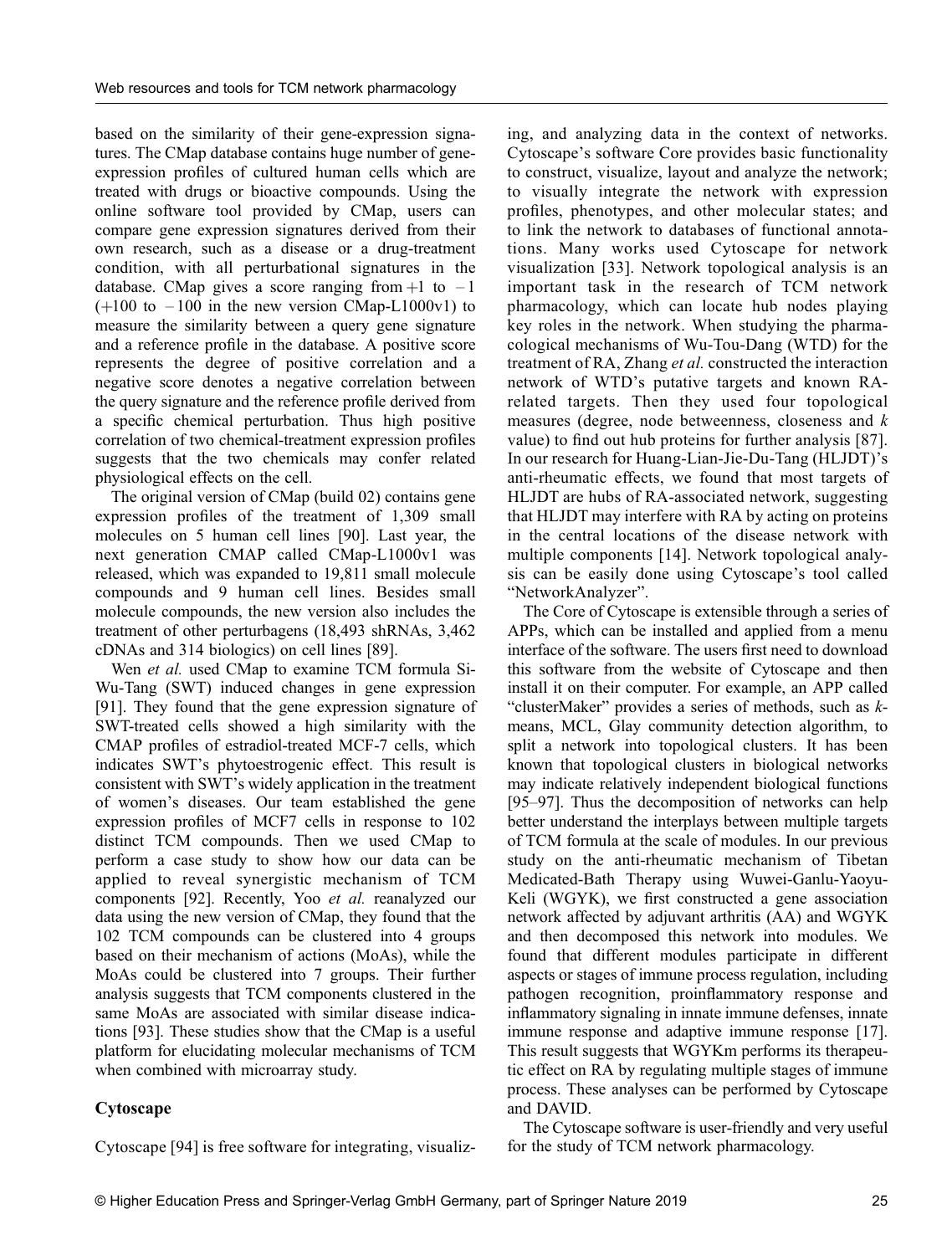based on the similarity of their gene-expression signatures. The CMap database contains huge number of gene-expression profiles of cultured human cells which are treated with drugs or bioactive compounds. Using the online software tool provided by CMap, users can compare gene expression signatures derived from their own research, such as a disease or a drug-treatment condition, with all perturbational signatures in the database. CMap gives a score ranging from +1 to –1 (+100 to –100 in the new version CMap-L1000v1) to measure the similarity between a query gene signature and a reference profile in the database. A positive score represents the degree of positive correlation and a negative score denotes a negative correlation between the query signature and the reference profile derived from a specific chemical perturbation. Thus high positive correlation of two chemical-treatment expression profiles suggests that the two chemicals may confer related physiological effects on the cell.

The original version of CMap (build 02) contains gene expression profiles of the treatment of 1,309 small molecules on 5 human cell lines [90]. Last year, the next generation CMAP called CMap-L1000v1 was released, which was expanded to 19,811 small molecule compounds and 9 human cell lines. Besides small molecule compounds, the new version also includes the treatment of other perturbagens (18,493 shRNAs, 3,462 cDNAs and 314 biologics) on cell lines [89].

Wen *et al.* used CMap to examine TCM formula Si-Wu-Tang (SWT) induced changes in gene expression [91]. They found that the gene expression signature of SWT-treated cells showed a high similarity with the CMAP profiles of estradiol-treated MCF-7 cells, which indicates SWT's phytoestrogenic effect. This result is consistent with SWT's widely application in the treatment of women's diseases. Our team established the gene expression profiles of MCF7 cells in response to 102 distinct TCM compounds. Then we used CMap to perform a case study to show how our data can be applied to reveal synergistic mechanism of TCM components [92]. Recently, Yoo *et al.* reanalyzed our data using the new version of CMap, they found that the 102 TCM compounds can be clustered into 4 groups based on their mechanism of actions (MoAs), while the MoAs could be clustered into 7 groups. Their further analysis suggests that TCM components clustered in the same MoAs are associated with similar disease indications [93]. These studies show that the CMap is a useful platform for elucidating molecular mechanisms of TCM when combined with microarray study.

### Cytoscape

Cytoscape [94] is free software for integrating, visualizing, and analyzing data in the context of networks. Cytoscape's software Core provides basic functionality to construct, visualize, layout and analyze the network; to visually integrate the network with expression profiles, phenotypes, and other molecular states; and to link the network to databases of functional annotations. Many works used Cytoscape for network visualization [33]. Network topological analysis is an important task in the research of TCM network pharmacology, which can locate hub nodes playing key roles in the network. When studying the pharmacological mechanisms of Wu-Tou-Dang (WTD) for the treatment of RA, Zhang *et al.* constructed the interaction network of WTD's putative targets and known RA-related targets. Then they used four topological measures (degree, node betweenness, closeness and *k* value) to find out hub proteins for further analysis [87]. In our research for Huang-Lian-Jie-Du-Tang (HLJDT)'s anti-rheumatic effects, we found that most targets of HLJDT are hubs of RA-associated network, suggesting that HLJDT may interfere with RA by acting on proteins in the central locations of the disease network with multiple components [14]. Network topological analysis can be easily done using Cytoscape's tool called "NetworkAnalyzer".

The Core of Cytoscape is extensible through a series of APPs, which can be installed and applied from a menu interface of the software. The users first need to download this software from the website of Cytoscape and then install it on their computer. For example, an APP called "clusterMaker" provides a series of methods, such as *k*-means, MCL, Glay community detection algorithm, to split a network into topological clusters. It has been known that topological clusters in biological networks may indicate relatively independent biological functions [95–97]. Thus the decomposition of networks can help better understand the interplays between multiple targets of TCM formula at the scale of modules. In our previous study on the anti-rheumatic mechanism of Tibetan Medicated-Bath Therapy using Wuwei-Ganlu-Yaoyu-Keli (WGYK), we first constructed a gene association network affected by adjuvant arthritis (AA) and WGYK and then decomposed this network into modules. We found that different modules participate in different aspects or stages of immune process regulation, including pathogen recognition, proinflammatory response and inflammatory signaling in innate immune defenses, innate immune response and adaptive immune response [17]. This result suggests that WGYKm performs its therapeutic effect on RA by regulating multiple stages of immune process. These analyses can be performed by Cytoscape and DAVID.

The Cytoscape software is user-friendly and very useful for the study of TCM network pharmacology.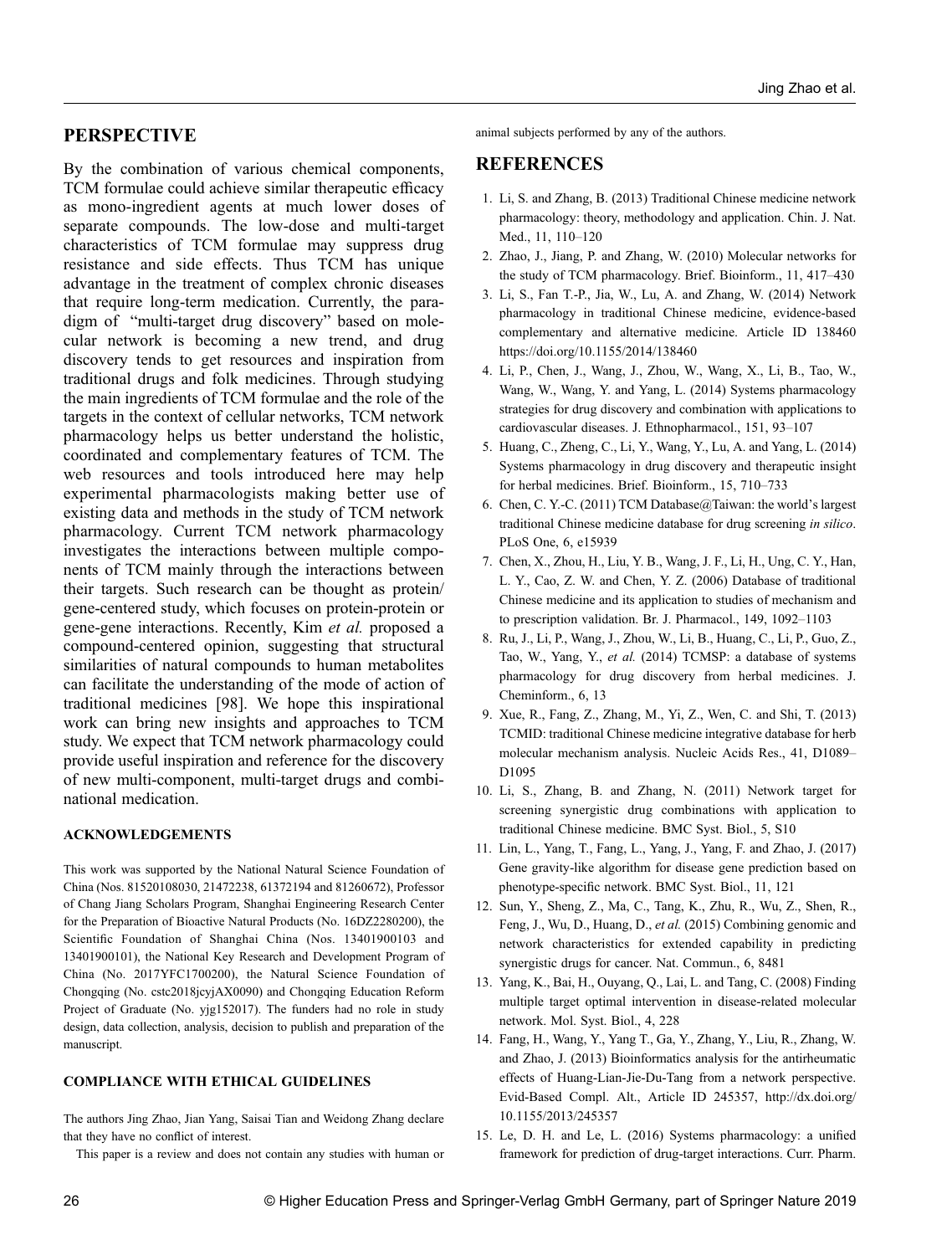## PERSPECTIVE

By the combination of various chemical components, TCM formulae could achieve similar therapeutic efficacy as mono-ingredient agents at much lower doses of separate compounds. The low-dose and multi-target characteristics of TCM formulae may suppress drug resistance and side effects. Thus TCM has unique advantage in the treatment of complex chronic diseases that require long-term medication. Currently, the paradigm of "multi-target drug discovery" based on molecular network is becoming a new trend, and drug discovery tends to get resources and inspiration from traditional drugs and folk medicines. Through studying the main ingredients of TCM formulae and the role of the targets in the context of cellular networks, TCM network pharmacology helps us better understand the holistic, coordinated and complementary features of TCM. The web resources and tools introduced here may help experimental pharmacologists making better use of existing data and methods in the study of TCM network pharmacology. Current TCM network pharmacology investigates the interactions between multiple components of TCM mainly through the interactions between their targets. Such research can be thought as protein/gene-centered study, which focuses on protein-protein or gene-gene interactions. Recently, Kim *et al.* proposed a compound-centered opinion, suggesting that structural similarities of natural compounds to human metabolites can facilitate the understanding of the mode of action of traditional medicines [98]. We hope this inspirational work can bring new insights and approaches to TCM study. We expect that TCM network pharmacology could provide useful inspiration and reference for the discovery of new multi-component, multi-target drugs and combinational medication.

#### ACKNOWLEDGEMENTS

This work was supported by the National Natural Science Foundation of China (Nos. 81520108030, 21472238, 61372194 and 81260672), Professor of Chang Jiang Scholars Program, Shanghai Engineering Research Center for the Preparation of Bioactive Natural Products (No. 16DZ2280200), the Scientific Foundation of Shanghai China (Nos. 13401900103 and 13401900101), the National Key Research and Development Program of China (No. 2017YFC1700200), the Natural Science Foundation of Chongqing (No. cstc2018jcyjAX0090) and Chongqing Education Reform Project of Graduate (No. yjg152017). The funders had no role in study design, data collection, analysis, decision to publish and preparation of the manuscript.

#### COMPLIANCE WITH ETHICAL GUIDELINES

The authors Jing Zhao, Jian Yang, Saisai Tian and Weidong Zhang declare that they have no conflict of interest.

This paper is a review and does not contain any studies with human or animal subjects performed by any of the authors.

## REFERENCES

1. Li, S. and Zhang, B. (2013) Traditional Chinese medicine network pharmacology: theory, methodology and application. Chin. J. Nat. Med., 11, 110–120
2. Zhao, J., Jiang, P. and Zhang, W. (2010) Molecular networks for the study of TCM pharmacology. Brief. Bioinform., 11, 417–430
3. Li, S., Fan T.-P., Jia, W., Lu, A. and Zhang, W. (2014) Network pharmacology in traditional Chinese medicine, evidence-based complementary and alternative medicine. Article ID 138460 https://doi.org/10.1155/2014/138460
4. Li, P., Chen, J., Wang, J., Zhou, W., Wang, X., Li, B., Tao, W., Wang, W., Wang, Y. and Yang, L. (2014) Systems pharmacology strategies for drug discovery and combination with applications to cardiovascular diseases. J. Ethnopharmacol., 151, 93–107
5. Huang, C., Zheng, C., Li, Y., Wang, Y., Lu, A. and Yang, L. (2014) Systems pharmacology in drug discovery and therapeutic insight for herbal medicines. Brief. Bioinform., 15, 710–733
6. Chen, C. Y.-C. (2011) TCM Database@Taiwan: the world's largest traditional Chinese medicine database for drug screening *in silico*. PLoS One, 6, e15939
7. Chen, X., Zhou, H., Liu, Y. B., Wang, J. F., Li, H., Ung, C. Y., Han, L. Y., Cao, Z. W. and Chen, Y. Z. (2006) Database of traditional Chinese medicine and its application to studies of mechanism and to prescription validation. Br. J. Pharmacol., 149, 1092–1103
8. Ru, J., Li, P., Wang, J., Zhou, W., Li, B., Huang, C., Li, P., Guo, Z., Tao, W., Yang, Y., *et al.* (2014) TCMSP: a database of systems pharmacology for drug discovery from herbal medicines. J. Cheminform., 6, 13
9. Xue, R., Fang, Z., Zhang, M., Yi, Z., Wen, C. and Shi, T. (2013) TCMID: traditional Chinese medicine integrative database for herb molecular mechanism analysis. Nucleic Acids Res., 41, D1089–D1095
10. Li, S., Zhang, B. and Zhang, N. (2011) Network target for screening synergistic drug combinations with application to traditional Chinese medicine. BMC Syst. Biol., 5, S10
11. Lin, L., Yang, T., Fang, L., Yang, J., Yang, F. and Zhao, J. (2017) Gene gravity-like algorithm for disease gene prediction based on phenotype-specific network. BMC Syst. Biol., 11, 121
12. Sun, Y., Sheng, Z., Ma, C., Tang, K., Zhu, R., Wu, Z., Shen, R., Feng, J., Wu, D., Huang, D., *et al.* (2015) Combining genomic and network characteristics for extended capability in predicting synergistic drugs for cancer. Nat. Commun., 6, 8481
13. Yang, K., Bai, H., Ouyang, Q., Lai, L. and Tang, C. (2008) Finding multiple target optimal intervention in disease-related molecular network. Mol. Syst. Biol., 4, 228
14. Fang, H., Wang, Y., Yang T., Ga, Y., Zhang, Y., Liu, R., Zhang, W. and Zhao, J. (2013) Bioinformatics analysis for the antirheumatic effects of Huang-Lian-Jie-Du-Tang from a network perspective. Evid-Based Compl. Alt., Article ID 245357, http://dx.doi.org/10.1155/2013/245357
15. Le, D. H. and Le, L. (2016) Systems pharmacology: a unified framework for prediction of drug-target interactions. Curr. Pharm.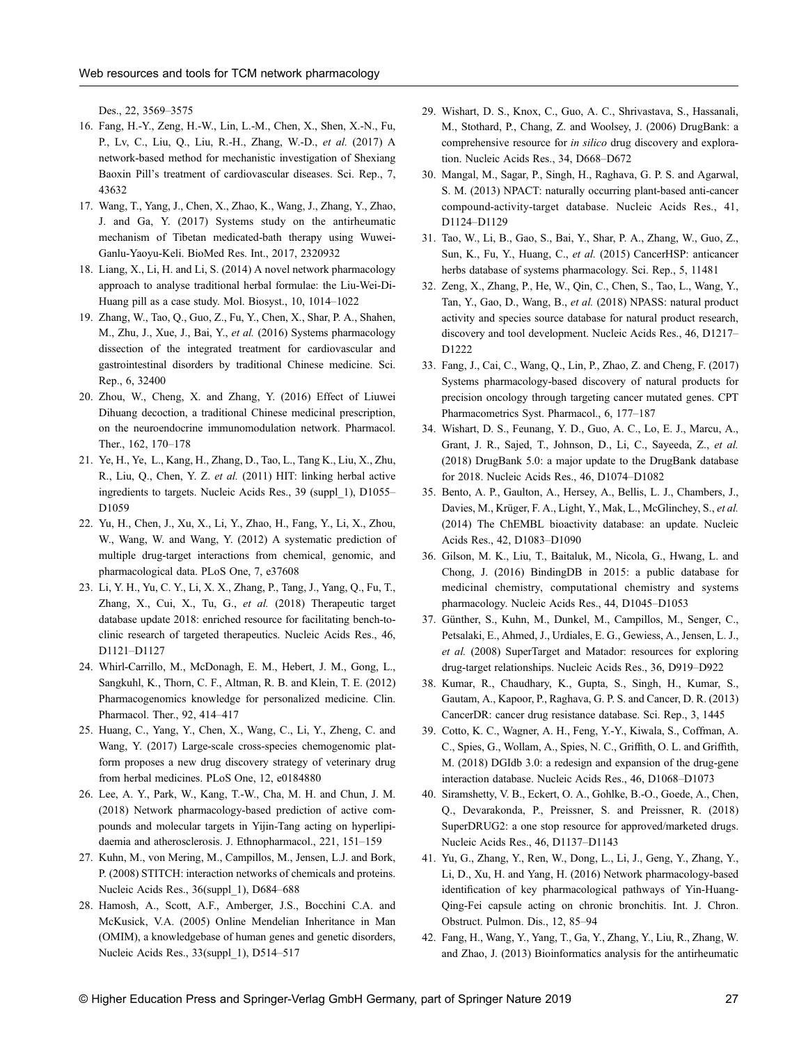Des., 22, 3569–3575

16. Fang, H.-Y., Zeng, H.-W., Lin, L.-M., Chen, X., Shen, X.-N., Fu, P., Lv, C., Liu, Q., Liu, R.-H., Zhang, W.-D., *et al.* (2017) A network-based method for mechanistic investigation of Shexiang Baoxin Pill's treatment of cardiovascular diseases. Sci. Rep., 7, 43632
17. Wang, T., Yang, J., Chen, X., Zhao, K., Wang, J., Zhang, Y., Zhao, J. and Ga, Y. (2017) Systems study on the antirheumatic mechanism of Tibetan medicated-bath therapy using Wuwei-Ganlu-Yaoyu-Keli. BioMed Res. Int., 2017, 2320932
18. Liang, X., Li, H. and Li, S. (2014) A novel network pharmacology approach to analyse traditional herbal formulae: the Liu-Wei-Di-Huang pill as a case study. Mol. Biosyst., 10, 1014–1022
19. Zhang, W., Tao, Q., Guo, Z., Fu, Y., Chen, X., Shar, P. A., Shahen, M., Zhu, J., Xue, J., Bai, Y., *et al.* (2016) Systems pharmacology dissection of the integrated treatment for cardiovascular and gastrointestinal disorders by traditional Chinese medicine. Sci. Rep., 6, 32400
20. Zhou, W., Cheng, X. and Zhang, Y. (2016) Effect of Liuwei Dihuang decoction, a traditional Chinese medicinal prescription, on the neuroendocrine immunomodulation network. Pharmacol. Ther., 162, 170–178
21. Ye, H., Ye, L., Kang, H., Zhang, D., Tao, L., Tang K., Liu, X., Zhu, R., Liu, Q., Chen, Y. Z. *et al.* (2011) HIT: linking herbal active ingredients to targets. Nucleic Acids Res., 39 (suppl_1), D1055–D1059
22. Yu, H., Chen, J., Xu, X., Li, Y., Zhao, H., Fang, Y., Li, X., Zhou, W., Wang, W. and Wang, Y. (2012) A systematic prediction of multiple drug-target interactions from chemical, genomic, and pharmacological data. PLoS One, 7, e37608
23. Li, Y. H., Yu, C. Y., Li, X. X., Zhang, P., Tang, J., Yang, Q., Fu, T., Zhang, X., Cui, X., Tu, G., *et al.* (2018) Therapeutic target database update 2018: enriched resource for facilitating bench-to-clinic research of targeted therapeutics. Nucleic Acids Res., 46, D1121–D1127
24. Whirl-Carrillo, M., McDonagh, E. M., Hebert, J. M., Gong, L., Sangkuhl, K., Thorn, C. F., Altman, R. B. and Klein, T. E. (2012) Pharmacogenomics knowledge for personalized medicine. Clin. Pharmacol. Ther., 92, 414–417
25. Huang, C., Yang, Y., Chen, X., Wang, C., Li, Y., Zheng, C. and Wang, Y. (2017) Large-scale cross-species chemogenomic platform proposes a new drug discovery strategy of veterinary drug from herbal medicines. PLoS One, 12, e0184880
26. Lee, A. Y., Park, W., Kang, T.-W., Cha, M. H. and Chun, J. M. (2018) Network pharmacology-based prediction of active compounds and molecular targets in Yijin-Tang acting on hyperlipidaemia and atherosclerosis. J. Ethnopharmacol., 221, 151–159
27. Kuhn, M., von Mering, M., Campillos, M., Jensen, L.J. and Bork, P. (2008) STITCH: interaction networks of chemicals and proteins. Nucleic Acids Res., 36(suppl_1), D684–688
28. Hamosh, A., Scott, A.F., Amberger, J.S., Bocchini C.A. and McKusick, V.A. (2005) Online Mendelian Inheritance in Man (OMIM), a knowledgebase of human genes and genetic disorders, Nucleic Acids Res., 33(suppl_1), D514–517
29. Wishart, D. S., Knox, C., Guo, A. C., Shrivastava, S., Hassanali, M., Stothard, P., Chang, Z. and Woolsey, J. (2006) DrugBank: a comprehensive resource for *in silico* drug discovery and exploration. Nucleic Acids Res., 34, D668–D672
30. Mangal, M., Sagar, P., Singh, H., Raghava, G. P. S. and Agarwal, S. M. (2013) NPACT: naturally occurring plant-based anti-cancer compound-activity-target database. Nucleic Acids Res., 41, D1124–D1129
31. Tao, W., Li, B., Gao, S., Bai, Y., Shar, P. A., Zhang, W., Guo, Z., Sun, K., Fu, Y., Huang, C., *et al.* (2015) CancerHSP: anticancer herbs database of systems pharmacology. Sci. Rep., 5, 11481
32. Zeng, X., Zhang, P., He, W., Qin, C., Chen, S., Tao, L., Wang, Y., Tan, Y., Gao, D., Wang, B., *et al.* (2018) NPASS: natural product activity and species source database for natural product research, discovery and tool development. Nucleic Acids Res., 46, D1217–D1222
33. Fang, J., Cai, C., Wang, Q., Lin, P., Zhao, Z. and Cheng, F. (2017) Systems pharmacology-based discovery of natural products for precision oncology through targeting cancer mutated genes. CPT Pharmacometrics Syst. Pharmacol., 6, 177–187
34. Wishart, D. S., Feunang, Y. D., Guo, A. C., Lo, E. J., Marcu, A., Grant, J. R., Sajed, T., Johnson, D., Li, C., Sayeeda, Z., *et al.* (2018) DrugBank 5.0: a major update to the DrugBank database for 2018. Nucleic Acids Res., 46, D1074–D1082
35. Bento, A. P., Gaulton, A., Hersey, A., Bellis, L. J., Chambers, J., Davies, M., Krüger, F. A., Light, Y., Mak, L., McGlinchey, S., *et al.* (2014) The ChEMBL bioactivity database: an update. Nucleic Acids Res., 42, D1083–D1090
36. Gilson, M. K., Liu, T., Baitaluk, M., Nicola, G., Hwang, L. and Chong, J. (2016) BindingDB in 2015: a public database for medicinal chemistry, computational chemistry and systems pharmacology. Nucleic Acids Res., 44, D1045–D1053
37. Günther, S., Kuhn, M., Dunkel, M., Campillos, M., Senger, C., Petsalaki, E., Ahmed, J., Urdiales, E. G., Gewiess, A., Jensen, L. J., *et al.* (2008) SuperTarget and Matador: resources for exploring drug-target relationships. Nucleic Acids Res., 36, D919–D922
38. Kumar, R., Chaudhary, K., Gupta, S., Singh, H., Kumar, S., Gautam, A., Kapoor, P., Raghava, G. P. S. and Cancer, D. R. (2013) CancerDR: cancer drug resistance database. Sci. Rep., 3, 1445
39. Cotto, K. C., Wagner, A. H., Feng, Y.-Y., Kiwala, S., Coffman, A. C., Spies, G., Wollam, A., Spies, N. C., Griffith, O. L. and Griffith, M. (2018) DGIdb 3.0: a redesign and expansion of the drug-gene interaction database. Nucleic Acids Res., 46, D1068–D1073
40. Siramshetty, V. B., Eckert, O. A., Gohlke, B.-O., Goede, A., Chen, Q., Devarakonda, P., Preissner, S. and Preissner, R. (2018) SuperDRUG2: a one stop resource for approved/marketed drugs. Nucleic Acids Res., 46, D1137–D1143
41. Yu, G., Zhang, Y., Ren, W., Dong, L., Li, J., Geng, Y., Zhang, Y., Li, D., Xu, H. and Yang, H. (2016) Network pharmacology-based identification of key pharmacological pathways of Yin-Huang-Qing-Fei capsule acting on chronic bronchitis. Int. J. Chron. Obstruct. Pulmon. Dis., 12, 85–94
42. Fang, H., Wang, Y., Yang, T., Ga, Y., Zhang, Y., Liu, R., Zhang, W. and Zhao, J. (2013) Bioinformatics analysis for the antirheumatic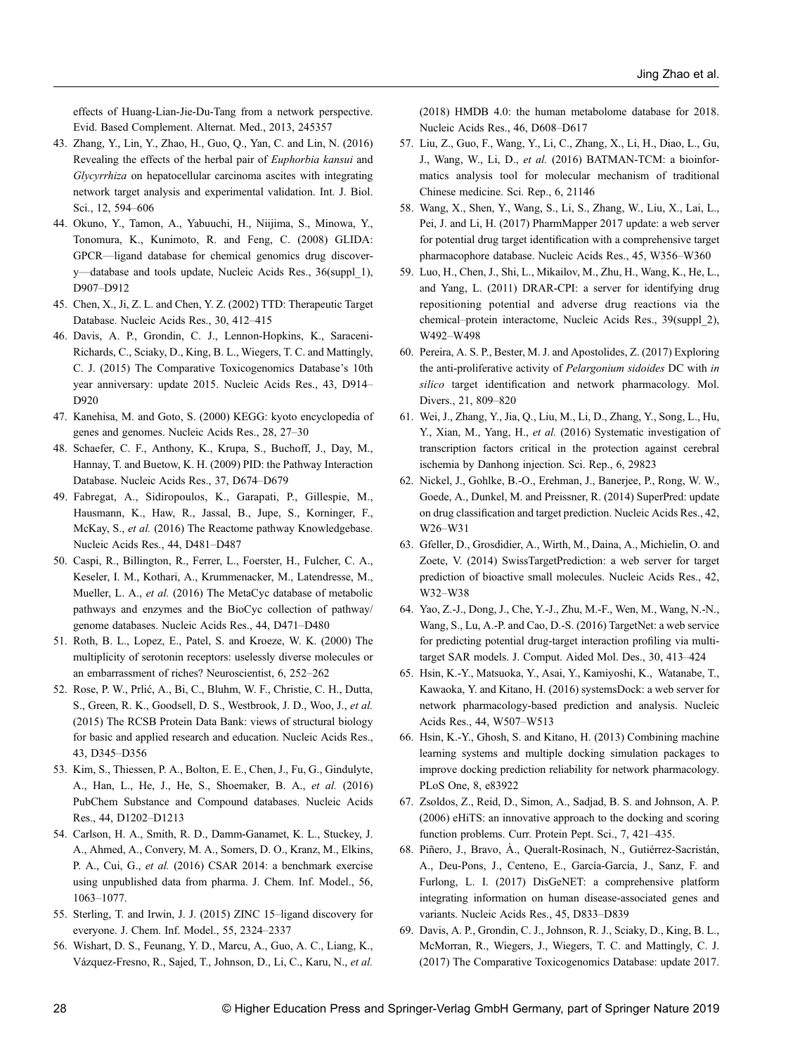effects of Huang-Lian-Jie-Du-Tang from a network perspective. Evid. Based Complement. Alternat. Med., 2013, 245357

43. Zhang, Y., Lin, Y., Zhao, H., Guo, Q., Yan, C. and Lin, N. (2016) Revealing the effects of the herbal pair of *Euphorbia kansui* and *Glycyrrhiza* on hepatocellular carcinoma ascites with integrating network target analysis and experimental validation. Int. J. Biol. Sci., 12, 594–606
44. Okuno, Y., Tamon, A., Yabuuchi, H., Niijima, S., Minowa, Y., Tonomura, K., Kunimoto, R. and Feng, C. (2008) GLIDA: GPCR—ligand database for chemical genomics drug discovery—database and tools update, Nucleic Acids Res., 36(suppl_1), D907–D912
45. Chen, X., Ji, Z. L. and Chen, Y. Z. (2002) TTD: Therapeutic Target Database. Nucleic Acids Res., 30, 412–415
46. Davis, A. P., Grondin, C. J., Lennon-Hopkins, K., Saraceni-Richards, C., Sciaky, D., King, B. L., Wiegers, T. C. and Mattingly, C. J. (2015) The Comparative Toxicogenomics Database's 10th year anniversary: update 2015. Nucleic Acids Res., 43, D914–D920
47. Kanehisa, M. and Goto, S. (2000) KEGG: kyoto encyclopedia of genes and genomes. Nucleic Acids Res., 28, 27–30
48. Schaefer, C. F., Anthony, K., Krupa, S., Buchoff, J., Day, M., Hannay, T. and Buetow, K. H. (2009) PID: the Pathway Interaction Database. Nucleic Acids Res., 37, D674–D679
49. Fabregat, A., Sidiropoulos, K., Garapati, P., Gillespie, M., Hausmann, K., Haw, R., Jassal, B., Jupe, S., Korninger, F., McKay, S., *et al.* (2016) The Reactome pathway Knowledgebase. Nucleic Acids Res., 44, D481–D487
50. Caspi, R., Billington, R., Ferrer, L., Foerster, H., Fulcher, C. A., Keseler, I. M., Kothari, A., Krummenacker, M., Latendresse, M., Mueller, L. A., *et al.* (2016) The MetaCyc database of metabolic pathways and enzymes and the BioCyc collection of pathway/genome databases. Nucleic Acids Res., 44, D471–D480
51. Roth, B. L., Lopez, E., Patel, S. and Kroeze, W. K. (2000) The multiplicity of serotonin receptors: uselessly diverse molecules or an embarrassment of riches? Neuroscientist, 6, 252–262
52. Rose, P. W., Prlić, A., Bi, C., Bluhm, W. F., Christie, C. H., Dutta, S., Green, R. K., Goodsell, D. S., Westbrook, J. D., Woo, J., *et al.* (2015) The RCSB Protein Data Bank: views of structural biology for basic and applied research and education. Nucleic Acids Res., 43, D345–D356
53. Kim, S., Thiessen, P. A., Bolton, E. E., Chen, J., Fu, G., Gindulyte, A., Han, L., He, J., He, S., Shoemaker, B. A., *et al.* (2016) PubChem Substance and Compound databases. Nucleic Acids Res., 44, D1202–D1213
54. Carlson, H. A., Smith, R. D., Damm-Ganamet, K. L., Stuckey, J. A., Ahmed, A., Convery, M. A., Somers, D. O., Kranz, M., Elkins, P. A., Cui, G., *et al.* (2016) CSAR 2014: a benchmark exercise using unpublished data from pharma. J. Chem. Inf. Model., 56, 1063–1077.
55. Sterling, T. and Irwin, J. J. (2015) ZINC 15–ligand discovery for everyone. J. Chem. Inf. Model., 55, 2324–2337
56. Wishart, D. S., Feunang, Y. D., Marcu, A., Guo, A. C., Liang, K., Vázquez-Fresno, R., Sajed, T., Johnson, D., Li, C., Karu, N., *et al.* (2018) HMDB 4.0: the human metabolome database for 2018. Nucleic Acids Res., 46, D608–D617
57. Liu, Z., Guo, F., Wang, Y., Li, C., Zhang, X., Li, H., Diao, L., Gu, J., Wang, W., Li, D., *et al.* (2016) BATMAN-TCM: a bioinformatics analysis tool for molecular mechanism of traditional Chinese medicine. Sci. Rep., 6, 21146
58. Wang, X., Shen, Y., Wang, S., Li, S., Zhang, W., Liu, X., Lai, L., Pei, J. and Li, H. (2017) PharmMapper 2017 update: a web server for potential drug target identification with a comprehensive target pharmacophore database. Nucleic Acids Res., 45, W356–W360
59. Luo, H., Chen, J., Shi, L., Mikailov, M., Zhu, H., Wang, K., He, L., and Yang, L. (2011) DRAR-CPI: a server for identifying drug repositioning potential and adverse drug reactions via the chemical–protein interactome, Nucleic Acids Res., 39(suppl_2), W492–W498
60. Pereira, A. S. P., Bester, M. J. and Apostolides, Z. (2017) Exploring the anti-proliferative activity of *Pelargonium sidoides* DC with *in silico* target identification and network pharmacology. Mol. Divers., 21, 809–820
61. Wei, J., Zhang, Y., Jia, Q., Liu, M., Li, D., Zhang, Y., Song, L., Hu, Y., Xian, M., Yang, H., *et al.* (2016) Systematic investigation of transcription factors critical in the protection against cerebral ischemia by Danhong injection. Sci. Rep., 6, 29823
62. Nickel, J., Gohlke, B.-O., Erehman, J., Banerjee, P., Rong, W. W., Goede, A., Dunkel, M. and Preissner, R. (2014) SuperPred: update on drug classification and target prediction. Nucleic Acids Res., 42, W26–W31
63. Gfeller, D., Grosdidier, A., Wirth, M., Daina, A., Michielin, O. and Zoete, V. (2014) SwissTargetPrediction: a web server for target prediction of bioactive small molecules. Nucleic Acids Res., 42, W32–W38
64. Yao, Z.-J., Dong, J., Che, Y.-J., Zhu, M.-F., Wen, M., Wang, N.-N., Wang, S., Lu, A.-P. and Cao, D.-S. (2016) TargetNet: a web service for predicting potential drug-target interaction profiling via multi-target SAR models. J. Comput. Aided Mol. Des., 30, 413–424
65. Hsin, K.-Y., Matsuoka, Y., Asai, Y., Kamiyoshi, K., Watanabe, T., Kawaoka, Y. and Kitano, H. (2016) systemsDock: a web server for network pharmacology-based prediction and analysis. Nucleic Acids Res., 44, W507–W513
66. Hsin, K.-Y., Ghosh, S. and Kitano, H. (2013) Combining machine learning systems and multiple docking simulation packages to improve docking prediction reliability for network pharmacology. PLoS One, 8, e83922
67. Zsoldos, Z., Reid, D., Simon, A., Sadjad, B. S. and Johnson, A. P. (2006) eHiTS: an innovative approach to the docking and scoring function problems. Curr. Protein Pept. Sci., 7, 421–435.
68. Piñero, J., Bravo, À., Queralt-Rosinach, N., Gutiérrez-Sacristán, A., Deu-Pons, J., Centeno, E., García-García, J., Sanz, F. and Furlong, L. I. (2017) DisGeNET: a comprehensive platform integrating information on human disease-associated genes and variants. Nucleic Acids Res., 45, D833–D839
69. Davis, A. P., Grondin, C. J., Johnson, R. J., Sciaky, D., King, B. L., McMorran, R., Wiegers, J., Wiegers, T. C. and Mattingly, C. J. (2017) The Comparative Toxicogenomics Database: update 2017.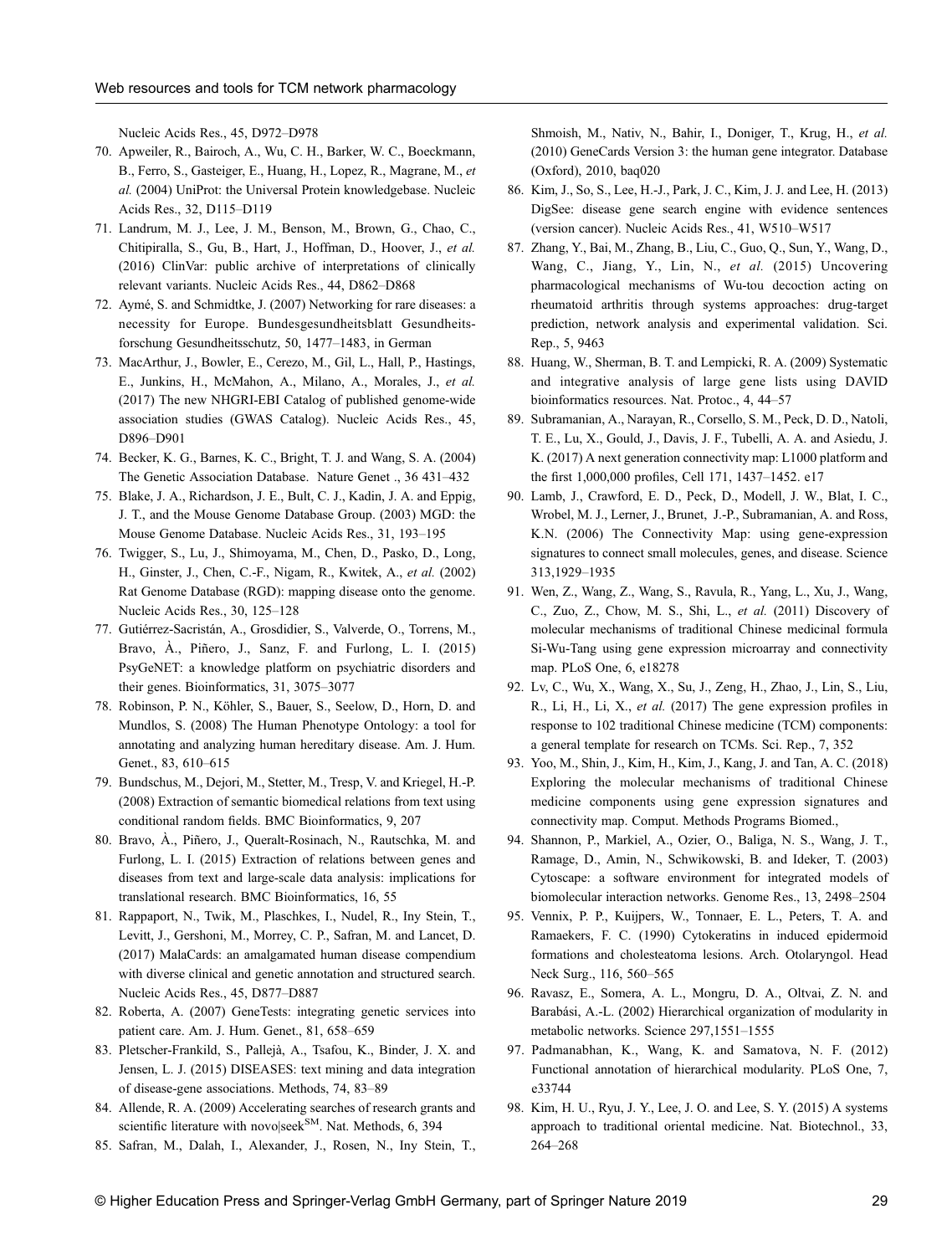Nucleic Acids Res., 45, D972–D978

70. Apweiler, R., Bairoch, A., Wu, C. H., Barker, W. C., Boeckmann, B., Ferro, S., Gasteiger, E., Huang, H., Lopez, R., Magrane, M., *et al.* (2004) UniProt: the Universal Protein knowledgebase. Nucleic Acids Res., 32, D115–D119
71. Landrum, M. J., Lee, J. M., Benson, M., Brown, G., Chao, C., Chitipiralla, S., Gu, B., Hart, J., Hoffman, D., Hoover, J., *et al.* (2016) ClinVar: public archive of interpretations of clinically relevant variants. Nucleic Acids Res., 44, D862–D868
72. Aymé, S. and Schmidtke, J. (2007) Networking for rare diseases: a necessity for Europe. Bundesgesundheitsblatt Gesundheitsforschung Gesundheitsschutz, 50, 1477–1483, in German
73. MacArthur, J., Bowler, E., Cerezo, M., Gil, L., Hall, P., Hastings, E., Junkins, H., McMahon, A., Milano, A., Morales, J., *et al.* (2017) The new NHGRI-EBI Catalog of published genome-wide association studies (GWAS Catalog). Nucleic Acids Res., 45, D896–D901
74. Becker, K. G., Barnes, K. C., Bright, T. J. and Wang, S. A. (2004) The Genetic Association Database. Nature Genet ., 36 431–432
75. Blake, J. A., Richardson, J. E., Bult, C. J., Kadin, J. A. and Eppig, J. T., and the Mouse Genome Database Group. (2003) MGD: the Mouse Genome Database. Nucleic Acids Res., 31, 193–195
76. Twigger, S., Lu, J., Shimoyama, M., Chen, D., Pasko, D., Long, H., Ginster, J., Chen, C.-F., Nigam, R., Kwitek, A., *et al.* (2002) Rat Genome Database (RGD): mapping disease onto the genome. Nucleic Acids Res., 30, 125–128
77. Gutiérrez-Sacristán, A., Grosdidier, S., Valverde, O., Torrens, M., Bravo, À., Piñero, J., Sanz, F. and Furlong, L. I. (2015) PsyGeNET: a knowledge platform on psychiatric disorders and their genes. Bioinformatics, 31, 3075–3077
78. Robinson, P. N., Köhler, S., Bauer, S., Seelow, D., Horn, D. and Mundlos, S. (2008) The Human Phenotype Ontology: a tool for annotating and analyzing human hereditary disease. Am. J. Hum. Genet., 83, 610–615
79. Bundschus, M., Dejori, M., Stetter, M., Tresp, V. and Kriegel, H.-P. (2008) Extraction of semantic biomedical relations from text using conditional random fields. BMC Bioinformatics, 9, 207
80. Bravo, À., Piñero, J., Queralt-Rosinach, N., Rautschka, M. and Furlong, L. I. (2015) Extraction of relations between genes and diseases from text and large-scale data analysis: implications for translational research. BMC Bioinformatics, 16, 55
81. Rappaport, N., Twik, M., Plaschkes, I., Nudel, R., Iny Stein, T., Levitt, J., Gershoni, M., Morrey, C. P., Safran, M. and Lancet, D. (2017) MalaCards: an amalgamated human disease compendium with diverse clinical and genetic annotation and structured search. Nucleic Acids Res., 45, D877–D887
82. Roberta, A. (2007) GeneTests: integrating genetic services into patient care. Am. J. Hum. Genet., 81, 658–659
83. Pletscher-Frankild, S., Pallejà, A., Tsafou, K., Binder, J. X. and Jensen, L. J. (2015) DISEASES: text mining and data integration of disease-gene associations. Methods, 74, 83–89
84. Allende, R. A. (2009) Accelerating searches of research grants and scientific literature with novo|seek$^{SM}$. Nat. Methods, 6, 394
85. Safran, M., Dalah, I., Alexander, J., Rosen, N., Iny Stein, T., Shmoish, M., Nativ, N., Bahir, I., Doniger, T., Krug, H., *et al.* (2010) GeneCards Version 3: the human gene integrator. Database (Oxford), 2010, baq020
86. Kim, J., So, S., Lee, H.-J., Park, J. C., Kim, J. J. and Lee, H. (2013) DigSee: disease gene search engine with evidence sentences (version cancer). Nucleic Acids Res., 41, W510–W517
87. Zhang, Y., Bai, M., Zhang, B., Liu, C., Guo, Q., Sun, Y., Wang, D., Wang, C., Jiang, Y., Lin, N., *et al.* (2015) Uncovering pharmacological mechanisms of Wu-tou decoction acting on rheumatoid arthritis through systems approaches: drug-target prediction, network analysis and experimental validation. Sci. Rep., 5, 9463
88. Huang, W., Sherman, B. T. and Lempicki, R. A. (2009) Systematic and integrative analysis of large gene lists using DAVID bioinformatics resources. Nat. Protoc., 4, 44–57
89. Subramanian, A., Narayan, R., Corsello, S. M., Peck, D. D., Natoli, T. E., Lu, X., Gould, J., Davis, J. F., Tubelli, A. A. and Asiedu, J. K. (2017) A next generation connectivity map: L1000 platform and the first 1,000,000 profiles, Cell 171, 1437–1452. e17
90. Lamb, J., Crawford, E. D., Peck, D., Modell, J. W., Blat, I. C., Wrobel, M. J., Lerner, J., Brunet, J.-P., Subramanian, A. and Ross, K.N. (2006) The Connectivity Map: using gene-expression signatures to connect small molecules, genes, and disease. Science 313,1929–1935
91. Wen, Z., Wang, Z., Wang, S., Ravula, R., Yang, L., Xu, J., Wang, C., Zuo, Z., Chow, M. S., Shi, L., *et al.* (2011) Discovery of molecular mechanisms of traditional Chinese medicinal formula Si-Wu-Tang using gene expression microarray and connectivity map. PLoS One, 6, e18278
92. Lv, C., Wu, X., Wang, X., Su, J., Zeng, H., Zhao, J., Lin, S., Liu, R., Li, H., Li, X., *et al.* (2017) The gene expression profiles in response to 102 traditional Chinese medicine (TCM) components: a general template for research on TCMs. Sci. Rep., 7, 352
93. Yoo, M., Shin, J., Kim, H., Kim, J., Kang, J. and Tan, A. C. (2018) Exploring the molecular mechanisms of traditional Chinese medicine components using gene expression signatures and connectivity map. Comput. Methods Programs Biomed.,
94. Shannon, P., Markiel, A., Ozier, O., Baliga, N. S., Wang, J. T., Ramage, D., Amin, N., Schwikowski, B. and Ideker, T. (2003) Cytoscape: a software environment for integrated models of biomolecular interaction networks. Genome Res., 13, 2498–2504
95. Vennix, P. P., Kuijpers, W., Tonnaer, E. L., Peters, T. A. and Ramaekers, F. C. (1990) Cytokeratins in induced epidermoid formations and cholesteatoma lesions. Arch. Otolaryngol. Head Neck Surg., 116, 560–565
96. Ravasz, E., Somera, A. L., Mongru, D. A., Oltvai, Z. N. and Barabási, A.-L. (2002) Hierarchical organization of modularity in metabolic networks. Science 297,1551–1555
97. Padmanabhan, K., Wang, K. and Samatova, N. F. (2012) Functional annotation of hierarchical modularity. PLoS One, 7, e33744
98. Kim, H. U., Ryu, J. Y., Lee, J. O. and Lee, S. Y. (2015) A systems approach to traditional oriental medicine. Nat. Biotechnol., 33, 264–268